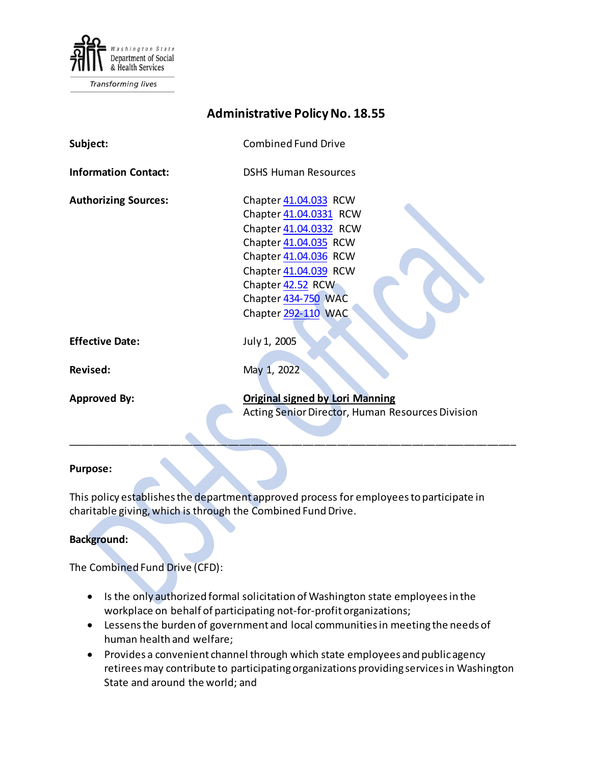Washington State Department of Social & Health Services

Transforming lives

# Administrative Policy No. 18.55

| | |
|---|---|
| **Subject:** | Combined Fund Drive |
| **Information Contact:** | DSHS Human Resources |
| **Authorizing Sources:** | Chapter 41.04.033 RCW<br>Chapter 41.04.0331 RCW<br>Chapter 41.04.0332 RCW<br>Chapter 41.04.035 RCW<br>Chapter 41.04.036 RCW<br>Chapter 41.04.039 RCW<br>Chapter 42.52 RCW<br>Chapter 434-750 WAC<br>Chapter 292-110 WAC |
| **Effective Date:** | July 1, 2005 |
| **Revised:** | May 1, 2022 |
| **Approved By:** | **Original signed by Lori Manning**<br>Acting Senior Director, Human Resources Division |

---

**Purpose:**

This policy establishes the department approved process for employees to participate in charitable giving, which is through the Combined Fund Drive.

**Background:**

The Combined Fund Drive (CFD):

- Is the only authorized formal solicitation of Washington state employees in the workplace on behalf of participating not-for-profit organizations;
- Lessens the burden of government and local communities in meeting the needs of human health and welfare;
- Provides a convenient channel through which state employees and public agency retirees may contribute to participating organizations providing services in Washington State and around the world; and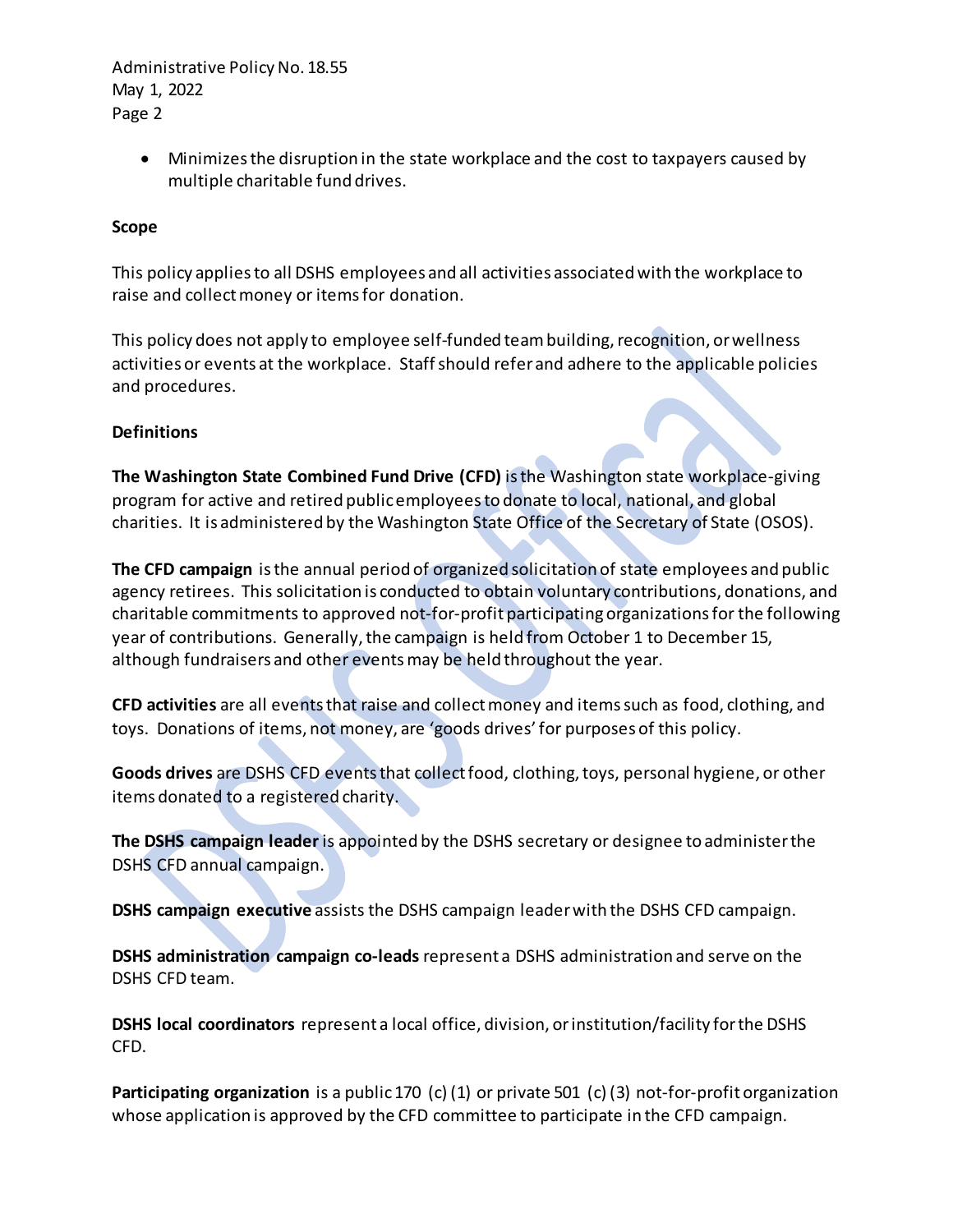- Minimizes the disruption in the state workplace and the cost to taxpayers caused by multiple charitable fund drives.

**Scope**

This policy applies to all DSHS employees and all activities associated with the workplace to raise and collect money or items for donation.

This policy does not apply to employee self-funded team building, recognition, or wellness activities or events at the workplace. Staff should refer and adhere to the applicable policies and procedures.

**Definitions**

**The Washington State Combined Fund Drive (CFD)** is the Washington state workplace-giving program for active and retired public employees to donate to local, national, and global charities. It is administered by the Washington State Office of the Secretary of State (OSOS).

**The CFD campaign** is the annual period of organized solicitation of state employees and public agency retirees. This solicitation is conducted to obtain voluntary contributions, donations, and charitable commitments to approved not-for-profit participating organizations for the following year of contributions. Generally, the campaign is held from October 1 to December 15, although fundraisers and other events may be held throughout the year.

**CFD activities** are all events that raise and collect money and items such as food, clothing, and toys. Donations of items, not money, are 'goods drives' for purposes of this policy.

**Goods drives** are DSHS CFD events that collect food, clothing, toys, personal hygiene, or other items donated to a registered charity.

**The DSHS campaign leader** is appointed by the DSHS secretary or designee to administer the DSHS CFD annual campaign.

**DSHS campaign executive** assists the DSHS campaign leader with the DSHS CFD campaign.

**DSHS administration campaign co-leads** represent a DSHS administration and serve on the DSHS CFD team.

**DSHS local coordinators** represent a local office, division, or institution/facility for the DSHS CFD.

**Participating organization** is a public 170 (c) (1) or private 501 (c) (3) not-for-profit organization whose application is approved by the CFD committee to participate in the CFD campaign.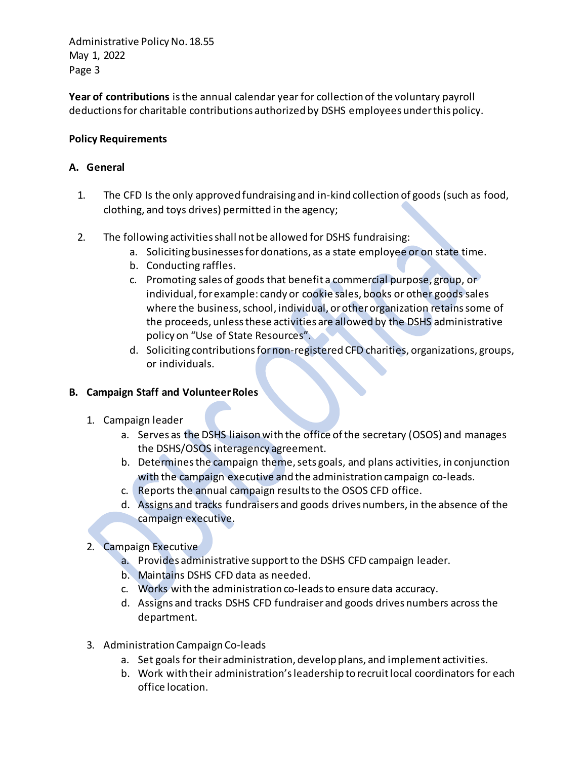**Year of contributions** is the annual calendar year for collection of the voluntary payroll deductions for charitable contributions authorized by DSHS employees under this policy.

**Policy Requirements**

**A. General**

1. The CFD Is the only approved fundraising and in-kind collection of goods (such as food, clothing, and toys drives) permitted in the agency;

2. The following activities shall not be allowed for DSHS fundraising:
   a. Soliciting businesses for donations, as a state employee or on state time.
   b. Conducting raffles.
   c. Promoting sales of goods that benefit a commercial purpose, group, or individual, for example: candy or cookie sales, books or other goods sales where the business, school, individual, or other organization retains some of the proceeds, unless these activities are allowed by the DSHS administrative policy on "Use of State Resources".
   d. Soliciting contributions for non-registered CFD charities, organizations, groups, or individuals.

**B. Campaign Staff and Volunteer Roles**

1. Campaign leader
   a. Serves as the DSHS liaison with the office of the secretary (OSOS) and manages the DSHS/OSOS interagency agreement.
   b. Determines the campaign theme, sets goals, and plans activities, in conjunction with the campaign executive and the administration campaign co-leads.
   c. Reports the annual campaign results to the OSOS CFD office.
   d. Assigns and tracks fundraisers and goods drives numbers, in the absence of the campaign executive.

2. Campaign Executive
   a. Provides administrative support to the DSHS CFD campaign leader.
   b. Maintains DSHS CFD data as needed.
   c. Works with the administration co-leads to ensure data accuracy.
   d. Assigns and tracks DSHS CFD fundraiser and goods drives numbers across the department.

3. Administration Campaign Co-leads
   a. Set goals for their administration, develop plans, and implement activities.
   b. Work with their administration's leadership to recruit local coordinators for each office location.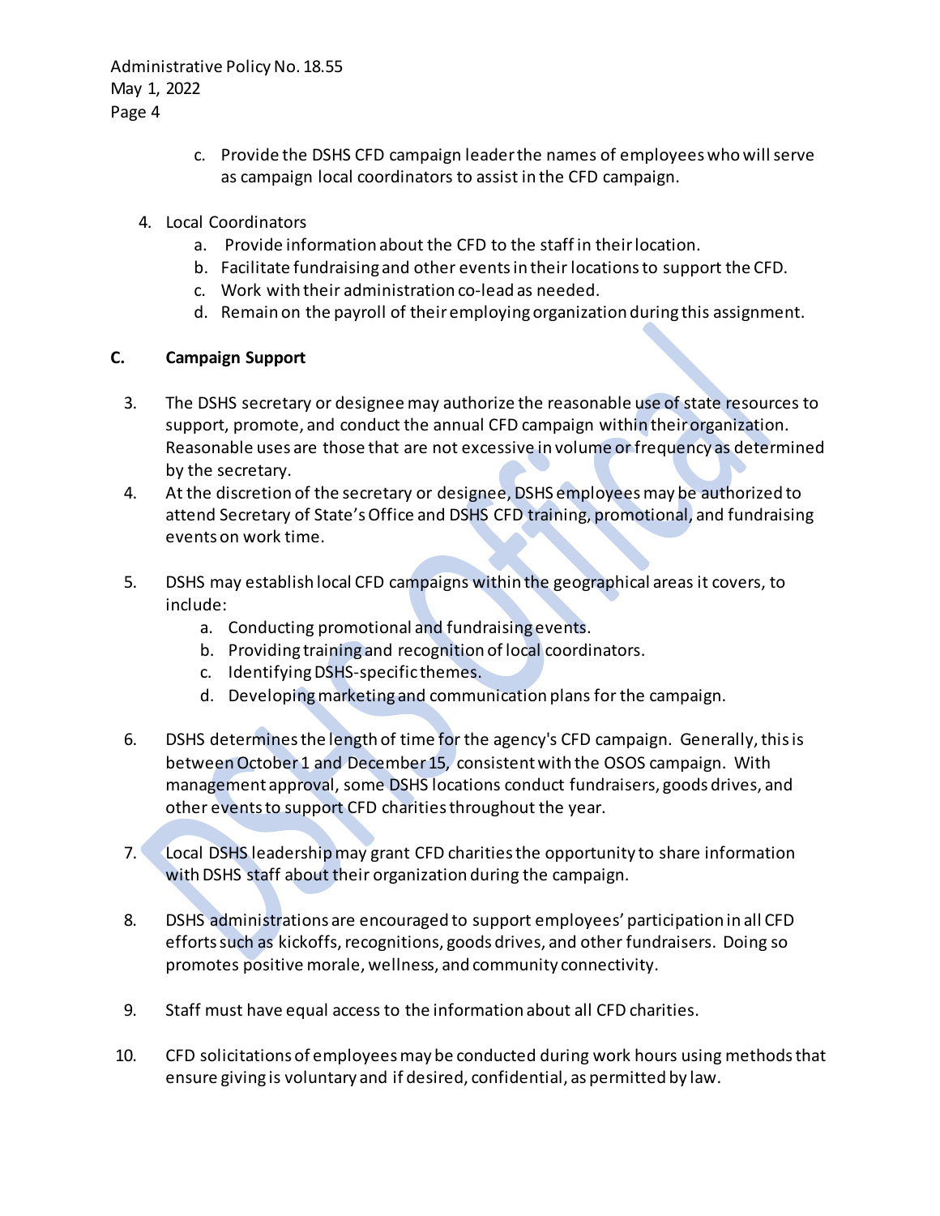c. Provide the DSHS CFD campaign leader the names of employees who will serve as campaign local coordinators to assist in the CFD campaign.

4. Local Coordinators
   a. Provide information about the CFD to the staff in their location.
   b. Facilitate fundraising and other events in their locations to support the CFD.
   c. Work with their administration co-lead as needed.
   d. Remain on the payroll of their employing organization during this assignment.

**C. Campaign Support**

3. The DSHS secretary or designee may authorize the reasonable use of state resources to support, promote, and conduct the annual CFD campaign within their organization. Reasonable uses are those that are not excessive in volume or frequency as determined by the secretary.
4. At the discretion of the secretary or designee, DSHS employees may be authorized to attend Secretary of State's Office and DSHS CFD training, promotional, and fundraising events on work time.

5. DSHS may establish local CFD campaigns within the geographical areas it covers, to include:
   a. Conducting promotional and fundraising events.
   b. Providing training and recognition of local coordinators.
   c. Identifying DSHS-specific themes.
   d. Developing marketing and communication plans for the campaign.

6. DSHS determines the length of time for the agency's CFD campaign. Generally, this is between October 1 and December 15, consistent with the OSOS campaign. With management approval, some DSHS locations conduct fundraisers, goods drives, and other events to support CFD charities throughout the year.

7. Local DSHS leadership may grant CFD charities the opportunity to share information with DSHS staff about their organization during the campaign.

8. DSHS administrations are encouraged to support employees' participation in all CFD efforts such as kickoffs, recognitions, goods drives, and other fundraisers. Doing so promotes positive morale, wellness, and community connectivity.

9. Staff must have equal access to the information about all CFD charities.

10. CFD solicitations of employees may be conducted during work hours using methods that ensure giving is voluntary and if desired, confidential, as permitted by law.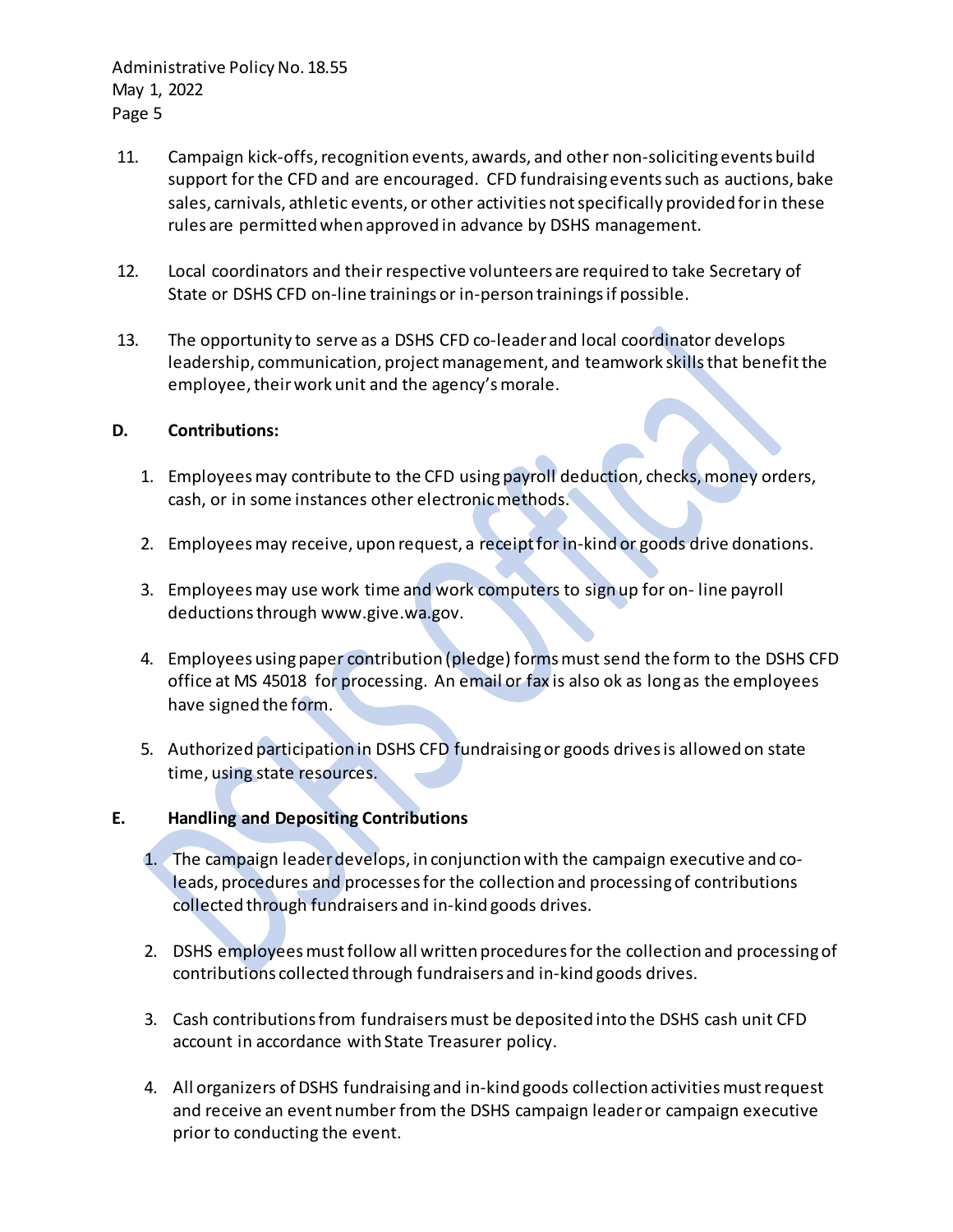11. Campaign kick-offs, recognition events, awards, and other non-soliciting events build support for the CFD and are encouraged. CFD fundraising events such as auctions, bake sales, carnivals, athletic events, or other activities not specifically provided for in these rules are permitted when approved in advance by DSHS management.

12. Local coordinators and their respective volunteers are required to take Secretary of State or DSHS CFD on-line trainings or in-person trainings if possible.

13. The opportunity to serve as a DSHS CFD co-leader and local coordinator develops leadership, communication, project management, and teamwork skills that benefit the employee, their work unit and the agency's morale.

**D. Contributions:**

1. Employees may contribute to the CFD using payroll deduction, checks, money orders, cash, or in some instances other electronic methods.

2. Employees may receive, upon request, a receipt for in-kind or goods drive donations.

3. Employees may use work time and work computers to sign up for on- line payroll deductions through www.give.wa.gov.

4. Employees using paper contribution (pledge) forms must send the form to the DSHS CFD office at MS 45018 for processing. An email or fax is also ok as long as the employees have signed the form.

5. Authorized participation in DSHS CFD fundraising or goods drives is allowed on state time, using state resources.

**E. Handling and Depositing Contributions**

1. The campaign leader develops, in conjunction with the campaign executive and co-leads, procedures and processes for the collection and processing of contributions collected through fundraisers and in-kind goods drives.

2. DSHS employees must follow all written procedures for the collection and processing of contributions collected through fundraisers and in-kind goods drives.

3. Cash contributions from fundraisers must be deposited into the DSHS cash unit CFD account in accordance with State Treasurer policy.

4. All organizers of DSHS fundraising and in-kind goods collection activities must request and receive an event number from the DSHS campaign leader or campaign executive prior to conducting the event.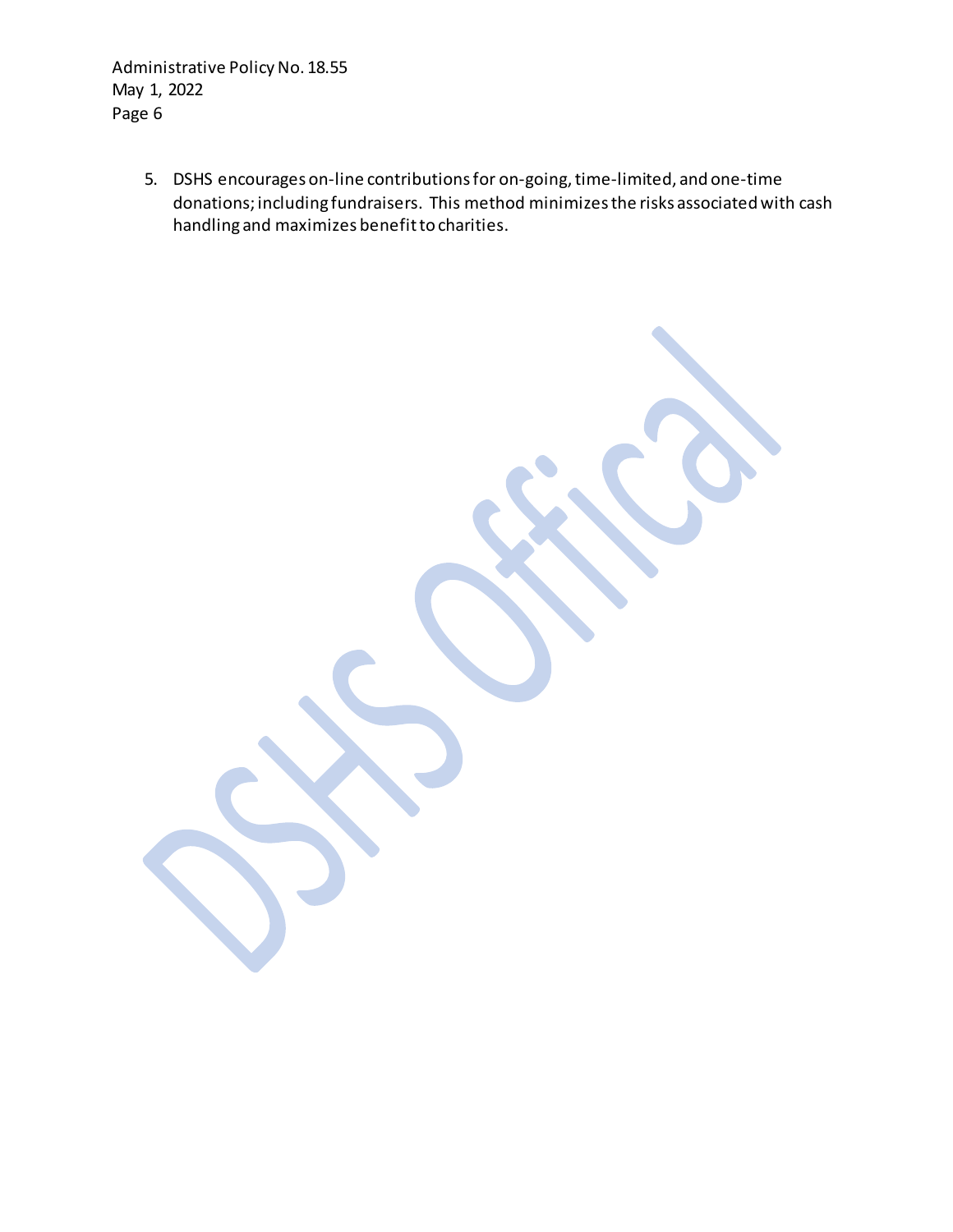5. DSHS encourages on-line contributions for on-going, time-limited, and one-time donations; including fundraisers. This method minimizes the risks associated with cash handling and maximizes benefit to charities.